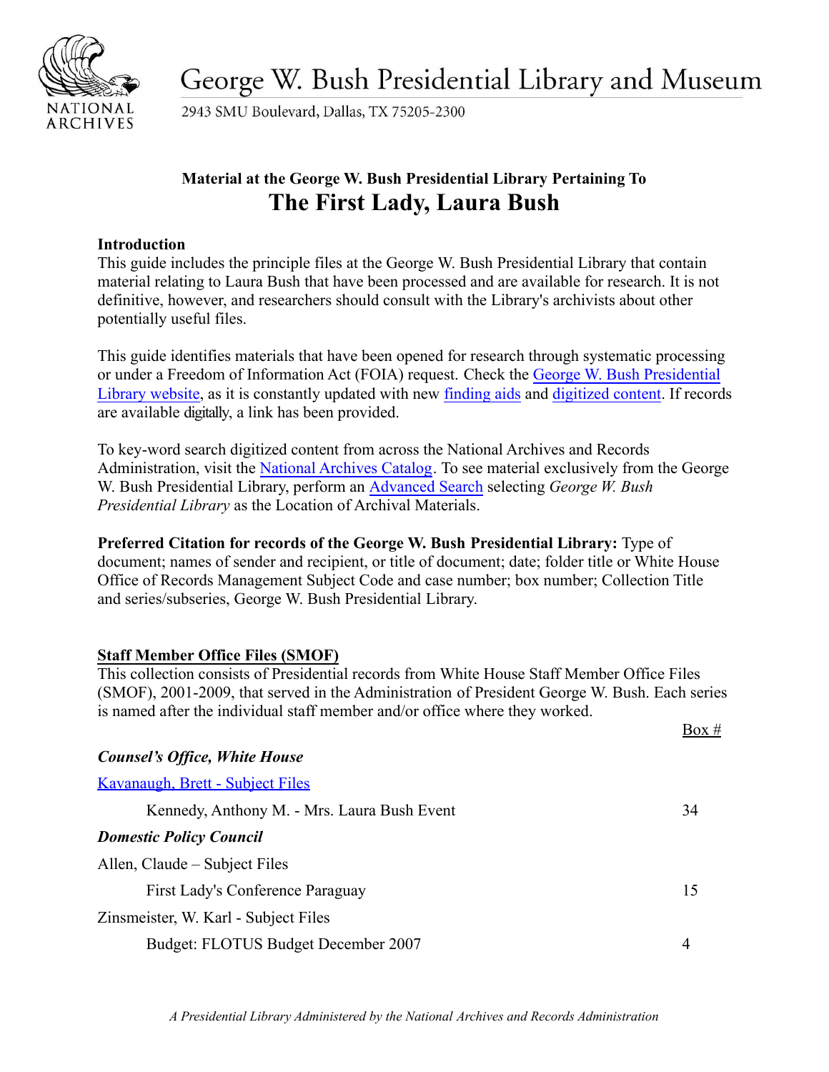# George W. Bush Presidential Library and Museum

2943 SMU Boulevard, Dallas, TX 75205-2300

**Material at the George W. Bush Presidential Library Pertaining To**

## The First Lady, Laura Bush

**Introduction**

This guide includes the principle files at the George W. Bush Presidential Library that contain material relating to Laura Bush that have been processed and are available for research. It is not definitive, however, and researchers should consult with the Library's archivists about other potentially useful files.

This guide identifies materials that have been opened for research through systematic processing or under a Freedom of Information Act (FOIA) request. Check the George W. Bush Presidential Library website, as it is constantly updated with new finding aids and digitized content. If records are available digitally, a link has been provided.

To key-word search digitized content from across the National Archives and Records Administration, visit the National Archives Catalog. To see material exclusively from the George W. Bush Presidential Library, perform an Advanced Search selecting *George W. Bush Presidential Library* as the Location of Archival Materials.

**Preferred Citation for records of the George W. Bush Presidential Library:** Type of document; names of sender and recipient, or title of document; date; folder title or White House Office of Records Management Subject Code and case number; box number; Collection Title and series/subseries, George W. Bush Presidential Library.

**Staff Member Office Files (SMOF)**

This collection consists of Presidential records from White House Staff Member Office Files (SMOF), 2001-2009, that served in the Administration of President George W. Bush. Each series is named after the individual staff member and/or office where they worked.

| | Box # |
|---|---|
| ***Counsel's Office, White House*** | |
| Kavanaugh, Brett - Subject Files | |
| Kennedy, Anthony M. - Mrs. Laura Bush Event | 34 |
| ***Domestic Policy Council*** | |
| Allen, Claude – Subject Files | |
| First Lady's Conference Paraguay | 15 |
| Zinsmeister, W. Karl - Subject Files | |
| Budget: FLOTUS Budget December 2007 | 4 |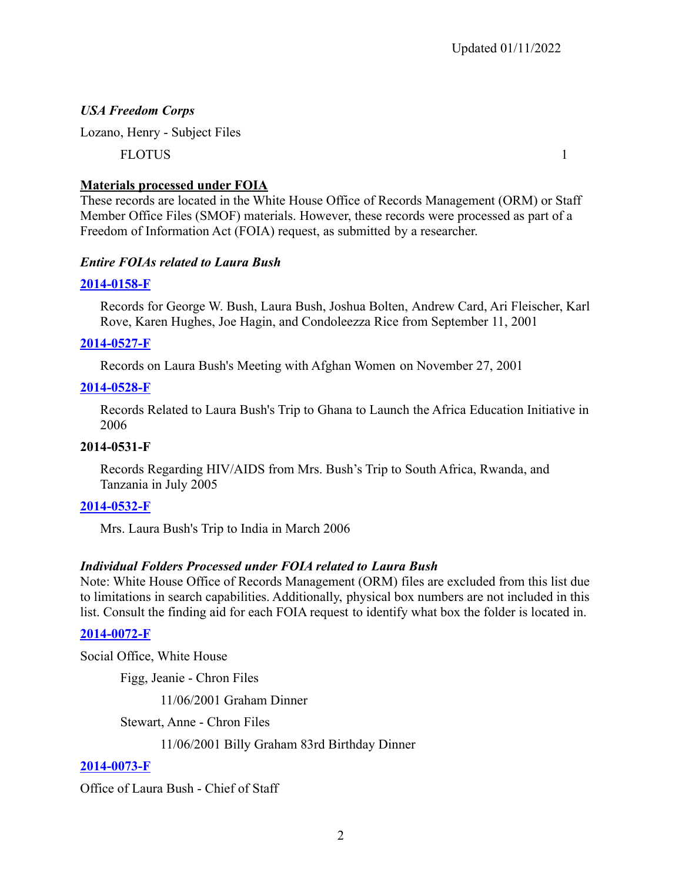*USA Freedom Corps*

Lozano, Henry - Subject Files

FLOTUS 1

**Materials processed under FOIA**

These records are located in the White House Office of Records Management (ORM) or Staff Member Office Files (SMOF) materials. However, these records were processed as part of a Freedom of Information Act (FOIA) request, as submitted by a researcher.

***Entire FOIAs related to Laura Bush***

**2014-0158-F**

Records for George W. Bush, Laura Bush, Joshua Bolten, Andrew Card, Ari Fleischer, Karl Rove, Karen Hughes, Joe Hagin, and Condoleezza Rice from September 11, 2001

**2014-0527-F**

Records on Laura Bush's Meeting with Afghan Women on November 27, 2001

**2014-0528-F**

Records Related to Laura Bush's Trip to Ghana to Launch the Africa Education Initiative in 2006

**2014-0531-F**

Records Regarding HIV/AIDS from Mrs. Bush's Trip to South Africa, Rwanda, and Tanzania in July 2005

**2014-0532-F**

Mrs. Laura Bush's Trip to India in March 2006

***Individual Folders Processed under FOIA related to Laura Bush***

Note: White House Office of Records Management (ORM) files are excluded from this list due to limitations in search capabilities. Additionally, physical box numbers are not included in this list. Consult the finding aid for each FOIA request to identify what box the folder is located in.

**2014-0072-F**

Social Office, White House

Figg, Jeanie - Chron Files

11/06/2001 Graham Dinner

Stewart, Anne - Chron Files

11/06/2001 Billy Graham 83rd Birthday Dinner

**2014-0073-F**

Office of Laura Bush - Chief of Staff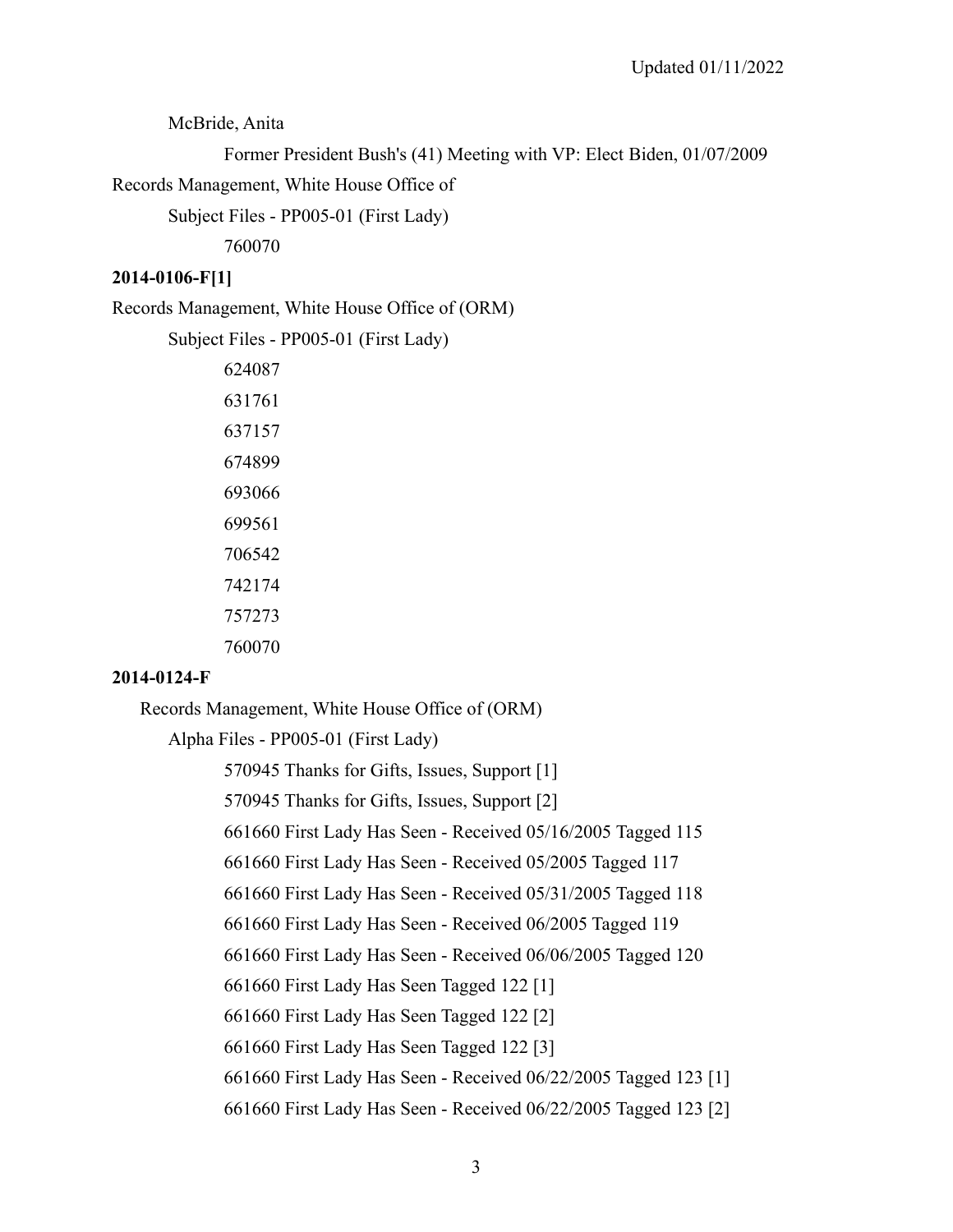McBride, Anita

Former President Bush's (41) Meeting with VP: Elect Biden, 01/07/2009

Records Management, White House Office of

Subject Files - PP005-01 (First Lady)

760070

**2014-0106-F[1]**

Records Management, White House Office of (ORM)

Subject Files - PP005-01 (First Lady)

624087

631761

637157

674899

693066

699561

706542

742174

757273

760070

**2014-0124-F**

Records Management, White House Office of (ORM)

Alpha Files - PP005-01 (First Lady)

570945 Thanks for Gifts, Issues, Support [1]

570945 Thanks for Gifts, Issues, Support [2]

661660 First Lady Has Seen - Received 05/16/2005 Tagged 115

661660 First Lady Has Seen - Received 05/2005 Tagged 117

661660 First Lady Has Seen - Received 05/31/2005 Tagged 118

661660 First Lady Has Seen - Received 06/2005 Tagged 119

661660 First Lady Has Seen - Received 06/06/2005 Tagged 120

661660 First Lady Has Seen Tagged 122 [1]

661660 First Lady Has Seen Tagged 122 [2]

661660 First Lady Has Seen Tagged 122 [3]

661660 First Lady Has Seen - Received 06/22/2005 Tagged 123 [1]

661660 First Lady Has Seen - Received 06/22/2005 Tagged 123 [2]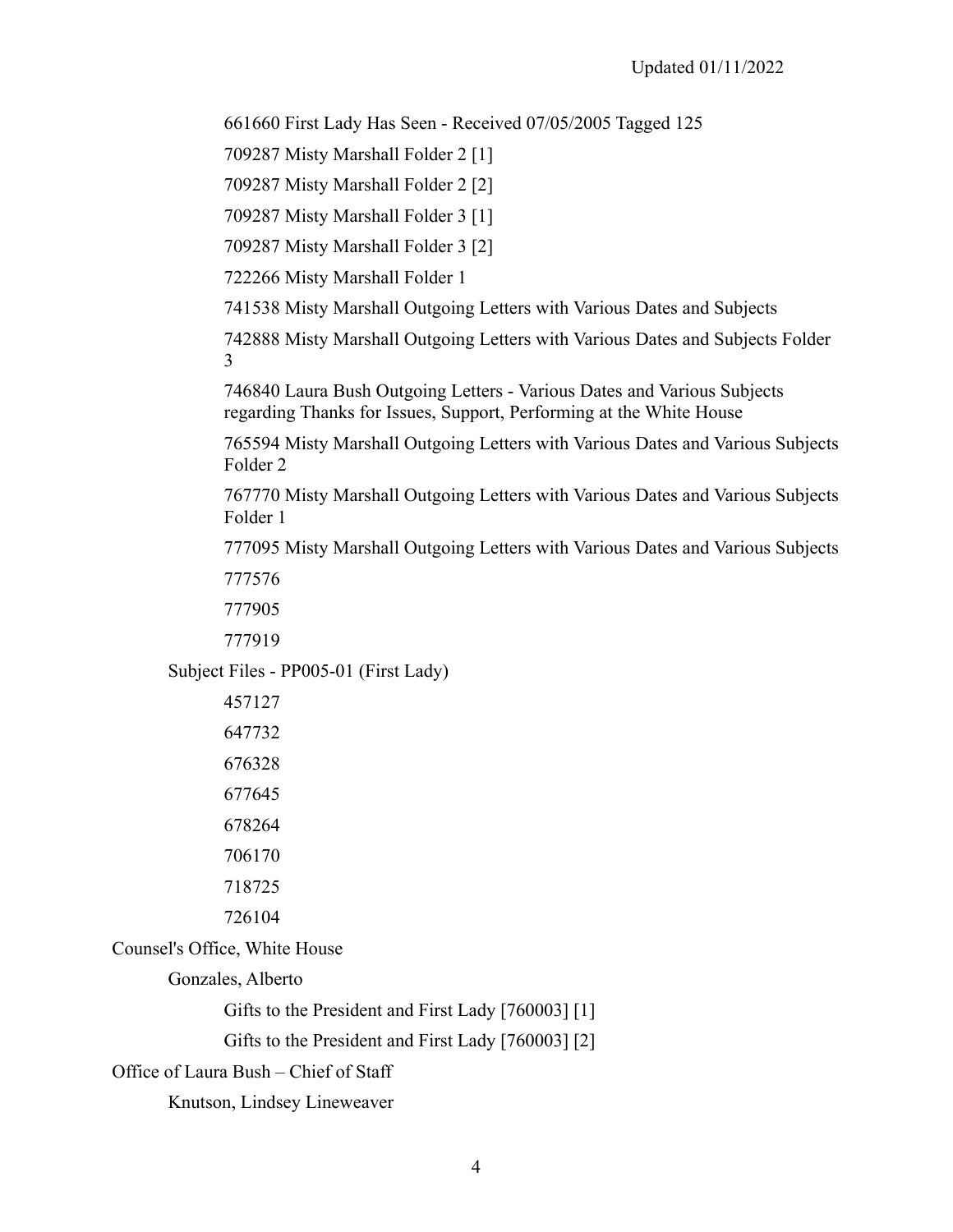661660 First Lady Has Seen - Received 07/05/2005 Tagged 125

709287 Misty Marshall Folder 2 [1]

709287 Misty Marshall Folder 2 [2]

709287 Misty Marshall Folder 3 [1]

709287 Misty Marshall Folder 3 [2]

722266 Misty Marshall Folder 1

741538 Misty Marshall Outgoing Letters with Various Dates and Subjects

742888 Misty Marshall Outgoing Letters with Various Dates and Subjects Folder 3

746840 Laura Bush Outgoing Letters - Various Dates and Various Subjects regarding Thanks for Issues, Support, Performing at the White House

765594 Misty Marshall Outgoing Letters with Various Dates and Various Subjects Folder 2

767770 Misty Marshall Outgoing Letters with Various Dates and Various Subjects Folder 1

777095 Misty Marshall Outgoing Letters with Various Dates and Various Subjects

777576

777905

777919

Subject Files - PP005-01 (First Lady)

457127

647732

676328

677645

678264

706170

718725

726104

Counsel's Office, White House

Gonzales, Alberto

Gifts to the President and First Lady [760003] [1]

Gifts to the President and First Lady [760003] [2]

Office of Laura Bush – Chief of Staff

Knutson, Lindsey Lineweaver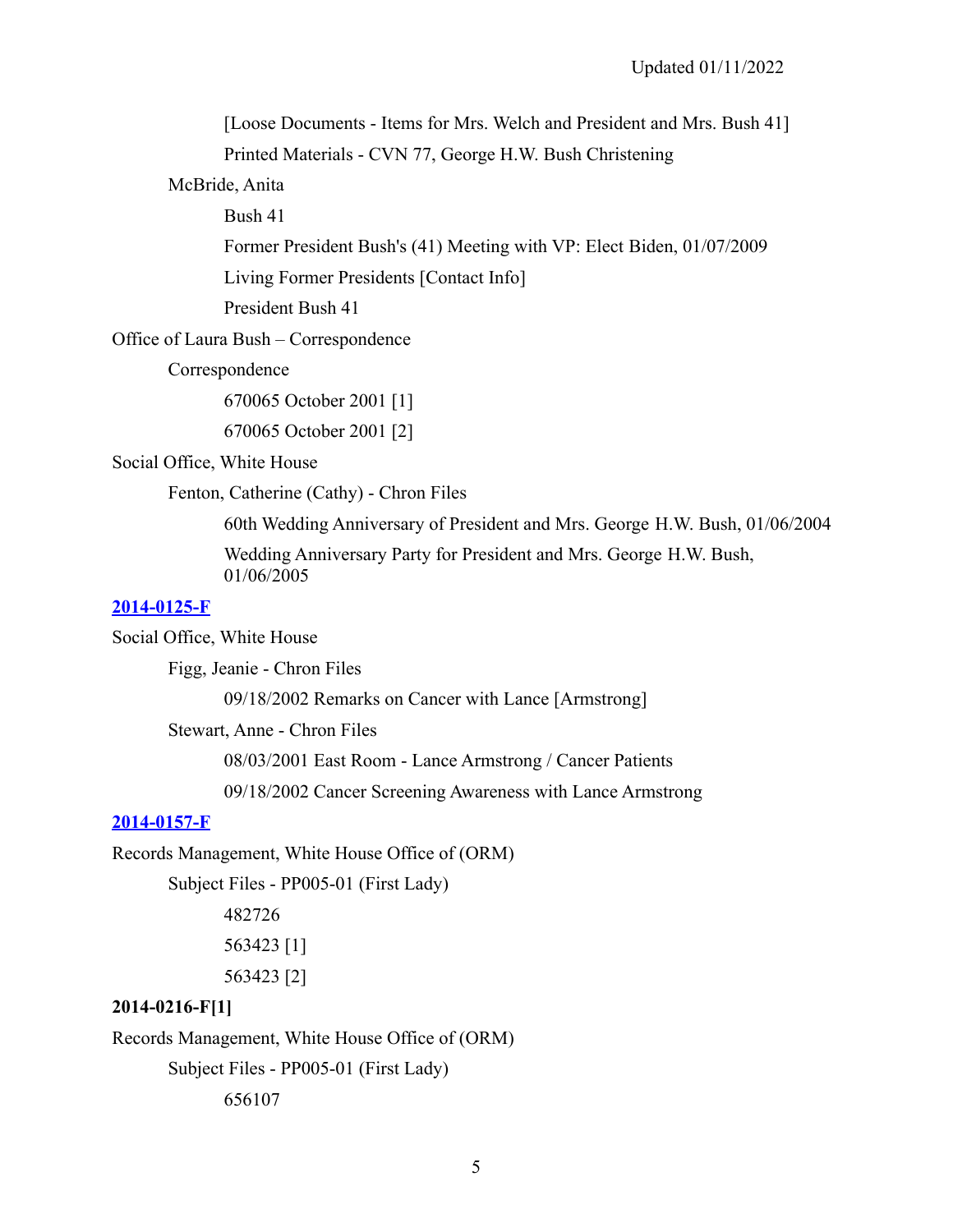[Loose Documents - Items for Mrs. Welch and President and Mrs. Bush 41]

Printed Materials - CVN 77, George H.W. Bush Christening

McBride, Anita

Bush 41

Former President Bush's (41) Meeting with VP: Elect Biden, 01/07/2009

Living Former Presidents [Contact Info]

President Bush 41

Office of Laura Bush – Correspondence

Correspondence

670065 October 2001 [1]

670065 October 2001 [2]

Social Office, White House

Fenton, Catherine (Cathy) - Chron Files

60th Wedding Anniversary of President and Mrs. George H.W. Bush, 01/06/2004

Wedding Anniversary Party for President and Mrs. George H.W. Bush, 01/06/2005

**2014-0125-F**

Social Office, White House

Figg, Jeanie - Chron Files

09/18/2002 Remarks on Cancer with Lance [Armstrong]

Stewart, Anne - Chron Files

08/03/2001 East Room - Lance Armstrong / Cancer Patients

09/18/2002 Cancer Screening Awareness with Lance Armstrong

**2014-0157-F**

Records Management, White House Office of (ORM)

Subject Files - PP005-01 (First Lady)

482726

563423 [1]

563423 [2]

**2014-0216-F[1]**

Records Management, White House Office of (ORM)

Subject Files - PP005-01 (First Lady)

656107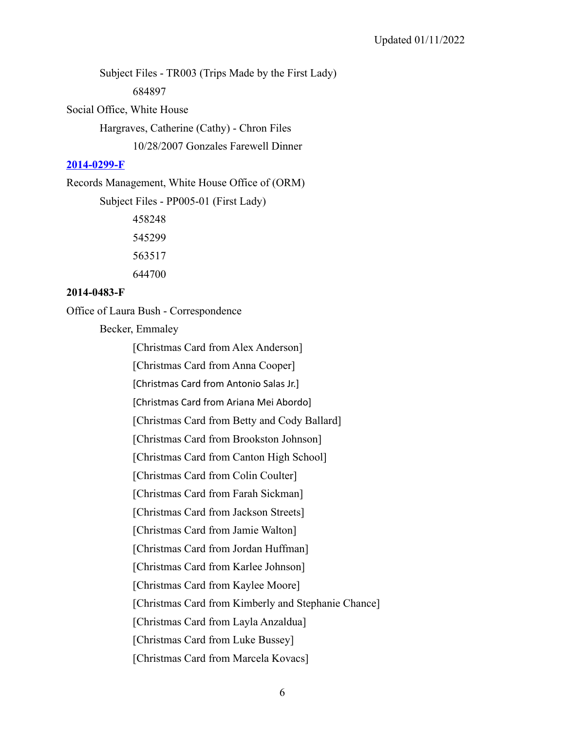Subject Files - TR003 (Trips Made by the First Lady)

684897

Social Office, White House

Hargraves, Catherine (Cathy) - Chron Files

10/28/2007 Gonzales Farewell Dinner

**2014-0299-F**

Records Management, White House Office of (ORM)

Subject Files - PP005-01 (First Lady)

458248

545299

563517

644700

**2014-0483-F**

Office of Laura Bush - Correspondence

Becker, Emmaley

[Christmas Card from Alex Anderson]

[Christmas Card from Anna Cooper]

[Christmas Card from Antonio Salas Jr.]

[Christmas Card from Ariana Mei Abordo]

[Christmas Card from Betty and Cody Ballard]

[Christmas Card from Brookston Johnson]

[Christmas Card from Canton High School]

[Christmas Card from Colin Coulter]

[Christmas Card from Farah Sickman]

[Christmas Card from Jackson Streets]

[Christmas Card from Jamie Walton]

[Christmas Card from Jordan Huffman]

[Christmas Card from Karlee Johnson]

[Christmas Card from Kaylee Moore]

[Christmas Card from Kimberly and Stephanie Chance]

[Christmas Card from Layla Anzaldua]

[Christmas Card from Luke Bussey]

[Christmas Card from Marcela Kovacs]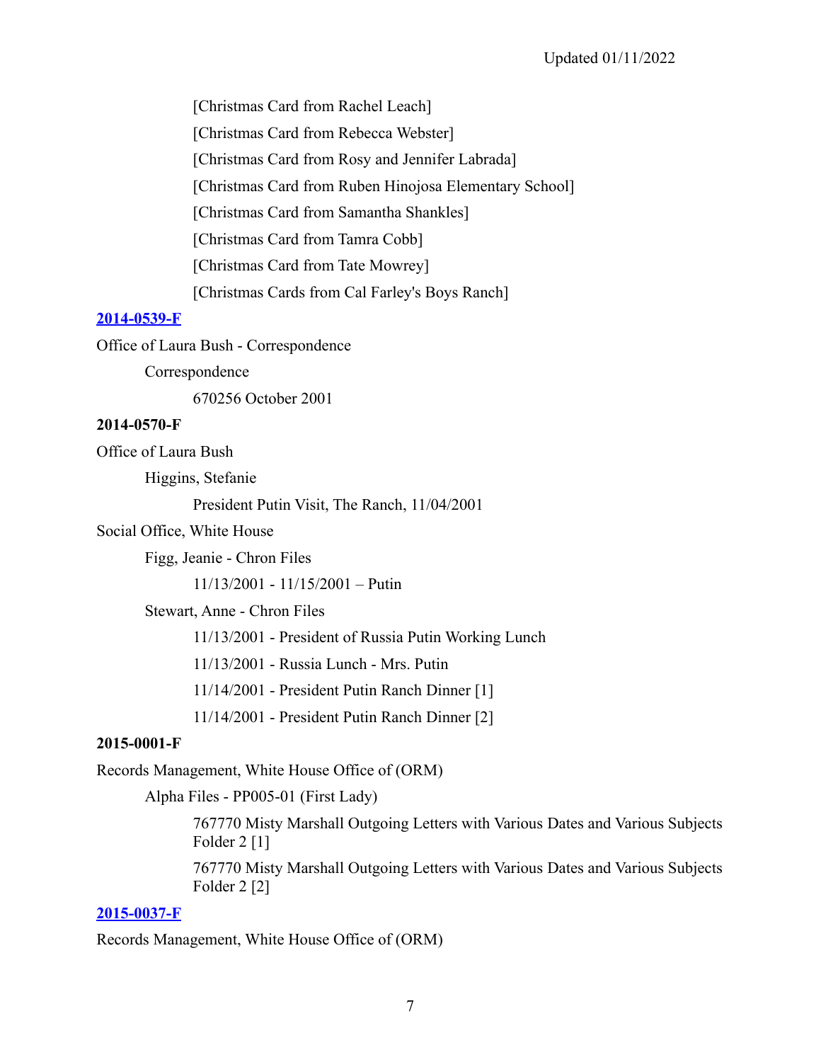[Christmas Card from Rachel Leach]

[Christmas Card from Rebecca Webster]

[Christmas Card from Rosy and Jennifer Labrada]

[Christmas Card from Ruben Hinojosa Elementary School]

[Christmas Card from Samantha Shankles]

[Christmas Card from Tamra Cobb]

[Christmas Card from Tate Mowrey]

[Christmas Cards from Cal Farley's Boys Ranch]

**2014-0539-F**

Office of Laura Bush - Correspondence

Correspondence

670256 October 2001

**2014-0570-F**

Office of Laura Bush

Higgins, Stefanie

President Putin Visit, The Ranch, 11/04/2001

Social Office, White House

Figg, Jeanie - Chron Files

11/13/2001 - 11/15/2001 – Putin

Stewart, Anne - Chron Files

11/13/2001 - President of Russia Putin Working Lunch

11/13/2001 - Russia Lunch - Mrs. Putin

11/14/2001 - President Putin Ranch Dinner [1]

11/14/2001 - President Putin Ranch Dinner [2]

**2015-0001-F**

Records Management, White House Office of (ORM)

Alpha Files - PP005-01 (First Lady)

767770 Misty Marshall Outgoing Letters with Various Dates and Various Subjects Folder 2 [1]

767770 Misty Marshall Outgoing Letters with Various Dates and Various Subjects Folder 2 [2]

**2015-0037-F**

Records Management, White House Office of (ORM)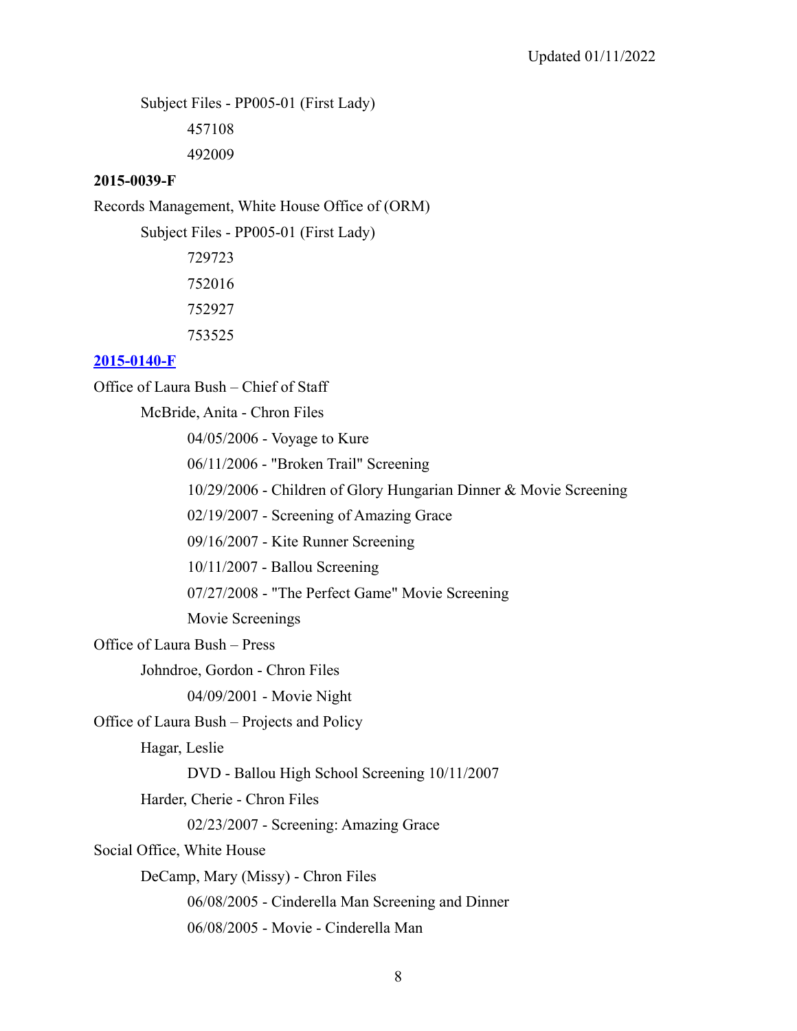Subject Files - PP005-01 (First Lady)

457108

492009

**2015-0039-F**

Records Management, White House Office of (ORM)

Subject Files - PP005-01 (First Lady)

729723

752016

752927

753525

**2015-0140-F**

Office of Laura Bush – Chief of Staff

McBride, Anita - Chron Files

04/05/2006 - Voyage to Kure

06/11/2006 - "Broken Trail" Screening

10/29/2006 - Children of Glory Hungarian Dinner & Movie Screening

02/19/2007 - Screening of Amazing Grace

09/16/2007 - Kite Runner Screening

10/11/2007 - Ballou Screening

07/27/2008 - "The Perfect Game" Movie Screening

Movie Screenings

Office of Laura Bush – Press

Johndroe, Gordon - Chron Files

04/09/2001 - Movie Night

Office of Laura Bush – Projects and Policy

Hagar, Leslie

DVD - Ballou High School Screening 10/11/2007

Harder, Cherie - Chron Files

02/23/2007 - Screening: Amazing Grace

Social Office, White House

DeCamp, Mary (Missy) - Chron Files

06/08/2005 - Cinderella Man Screening and Dinner

06/08/2005 - Movie - Cinderella Man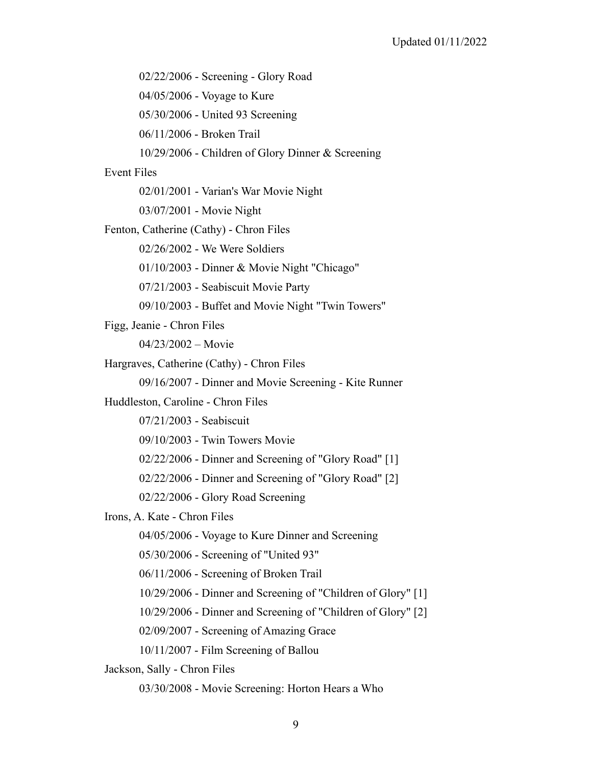- 02/22/2006 - Screening - Glory Road
- 04/05/2006 - Voyage to Kure
- 05/30/2006 - United 93 Screening
- 06/11/2006 - Broken Trail
- 10/29/2006 - Children of Glory Dinner & Screening

Event Files

- 02/01/2001 - Varian's War Movie Night
- 03/07/2001 - Movie Night

Fenton, Catherine (Cathy) - Chron Files

- 02/26/2002 - We Were Soldiers
- 01/10/2003 - Dinner & Movie Night "Chicago"
- 07/21/2003 - Seabiscuit Movie Party
- 09/10/2003 - Buffet and Movie Night "Twin Towers"

Figg, Jeanie - Chron Files

- 04/23/2002 – Movie

Hargraves, Catherine (Cathy) - Chron Files

- 09/16/2007 - Dinner and Movie Screening - Kite Runner

Huddleston, Caroline - Chron Files

- 07/21/2003 - Seabiscuit
- 09/10/2003 - Twin Towers Movie
- 02/22/2006 - Dinner and Screening of "Glory Road" [1]
- 02/22/2006 - Dinner and Screening of "Glory Road" [2]
- 02/22/2006 - Glory Road Screening

Irons, A. Kate - Chron Files

- 04/05/2006 - Voyage to Kure Dinner and Screening
- 05/30/2006 - Screening of "United 93"
- 06/11/2006 - Screening of Broken Trail
- 10/29/2006 - Dinner and Screening of "Children of Glory" [1]
- 10/29/2006 - Dinner and Screening of "Children of Glory" [2]
- 02/09/2007 - Screening of Amazing Grace
- 10/11/2007 - Film Screening of Ballou

Jackson, Sally - Chron Files

- 03/30/2008 - Movie Screening: Horton Hears a Who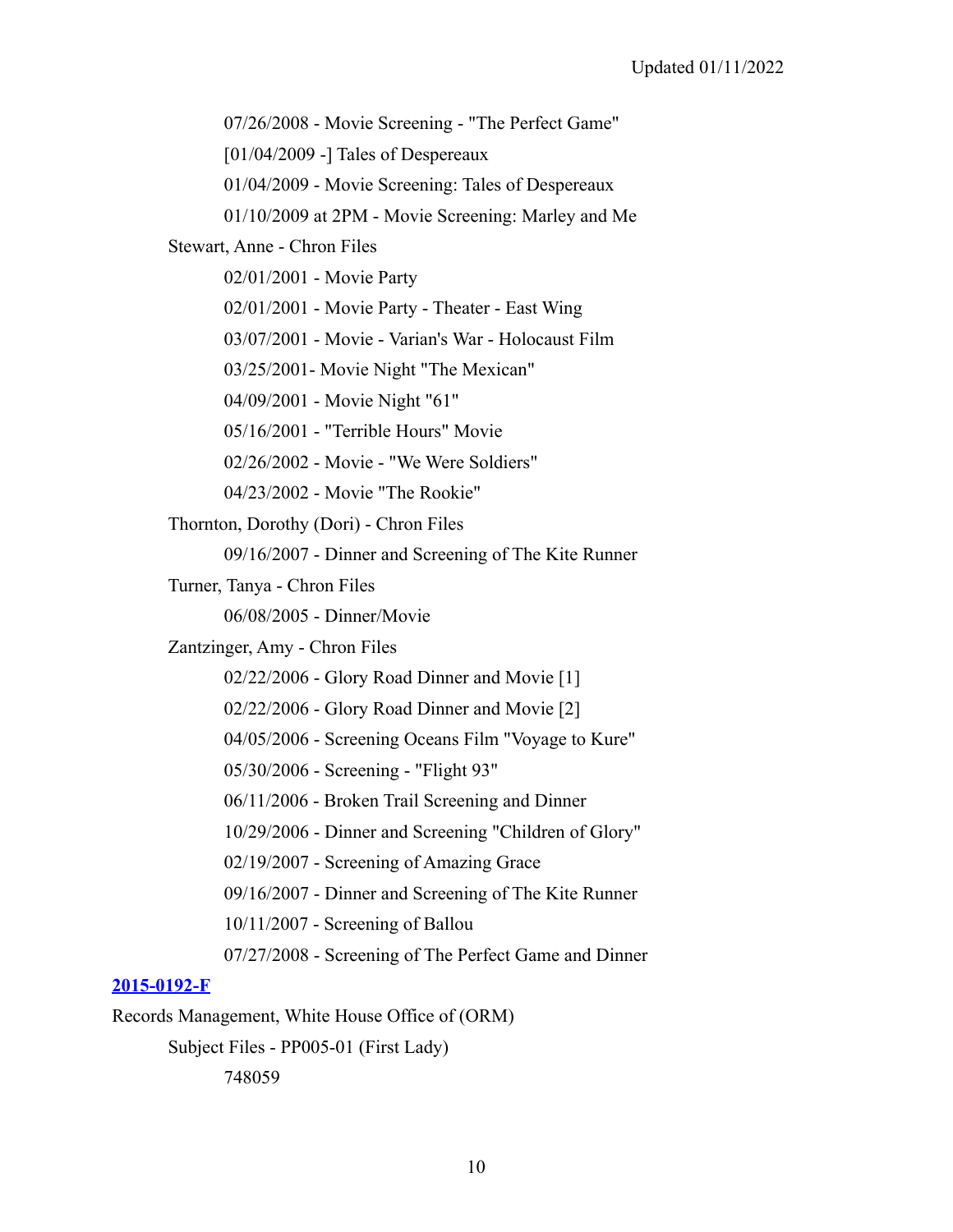07/26/2008 - Movie Screening - "The Perfect Game"

[01/04/2009 -] Tales of Despereaux

01/04/2009 - Movie Screening: Tales of Despereaux

01/10/2009 at 2PM - Movie Screening: Marley and Me

Stewart, Anne - Chron Files

02/01/2001 - Movie Party

02/01/2001 - Movie Party - Theater - East Wing

03/07/2001 - Movie - Varian's War - Holocaust Film

03/25/2001- Movie Night "The Mexican"

04/09/2001 - Movie Night "61"

05/16/2001 - "Terrible Hours" Movie

02/26/2002 - Movie - "We Were Soldiers"

04/23/2002 - Movie "The Rookie"

Thornton, Dorothy (Dori) - Chron Files

09/16/2007 - Dinner and Screening of The Kite Runner

Turner, Tanya - Chron Files

06/08/2005 - Dinner/Movie

Zantzinger, Amy - Chron Files

02/22/2006 - Glory Road Dinner and Movie [1]

02/22/2006 - Glory Road Dinner and Movie [2]

04/05/2006 - Screening Oceans Film "Voyage to Kure"

05/30/2006 - Screening - "Flight 93"

06/11/2006 - Broken Trail Screening and Dinner

10/29/2006 - Dinner and Screening "Children of Glory"

02/19/2007 - Screening of Amazing Grace

09/16/2007 - Dinner and Screening of The Kite Runner

10/11/2007 - Screening of Ballou

07/27/2008 - Screening of The Perfect Game and Dinner

**2015-0192-F**

Records Management, White House Office of (ORM)

Subject Files - PP005-01 (First Lady)

748059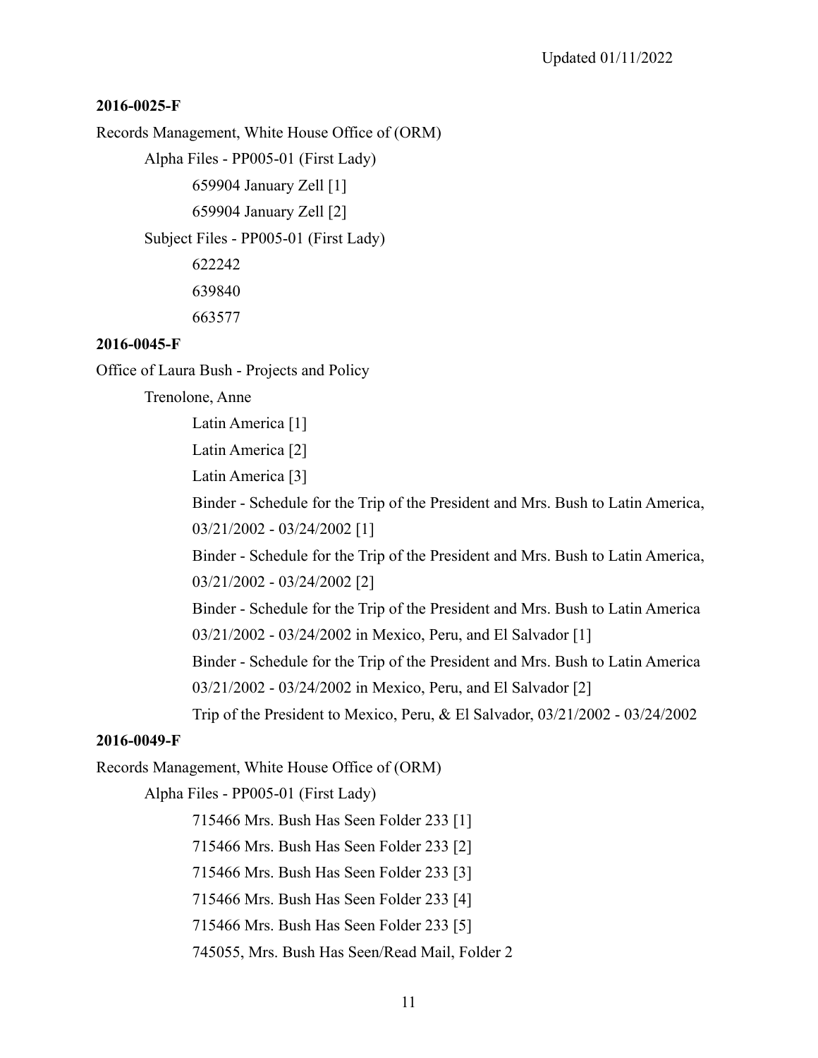Updated 01/11/2022

**2016-0025-F**

Records Management, White House Office of (ORM)

- Alpha Files - PP005-01 (First Lady)
  - 659904 January Zell [1]
  - 659904 January Zell [2]
- Subject Files - PP005-01 (First Lady)
  - 622242
  - 639840
  - 663577

**2016-0045-F**

Office of Laura Bush - Projects and Policy

- Trenolone, Anne
  - Latin America [1]
  - Latin America [2]
  - Latin America [3]
  - Binder - Schedule for the Trip of the President and Mrs. Bush to Latin America, 03/21/2002 - 03/24/2002 [1]
  - Binder - Schedule for the Trip of the President and Mrs. Bush to Latin America, 03/21/2002 - 03/24/2002 [2]
  - Binder - Schedule for the Trip of the President and Mrs. Bush to Latin America 03/21/2002 - 03/24/2002 in Mexico, Peru, and El Salvador [1]
  - Binder - Schedule for the Trip of the President and Mrs. Bush to Latin America 03/21/2002 - 03/24/2002 in Mexico, Peru, and El Salvador [2]
  - Trip of the President to Mexico, Peru, & El Salvador, 03/21/2002 - 03/24/2002

**2016-0049-F**

Records Management, White House Office of (ORM)

- Alpha Files - PP005-01 (First Lady)
  - 715466 Mrs. Bush Has Seen Folder 233 [1]
  - 715466 Mrs. Bush Has Seen Folder 233 [2]
  - 715466 Mrs. Bush Has Seen Folder 233 [3]
  - 715466 Mrs. Bush Has Seen Folder 233 [4]
  - 715466 Mrs. Bush Has Seen Folder 233 [5]
  - 745055, Mrs. Bush Has Seen/Read Mail, Folder 2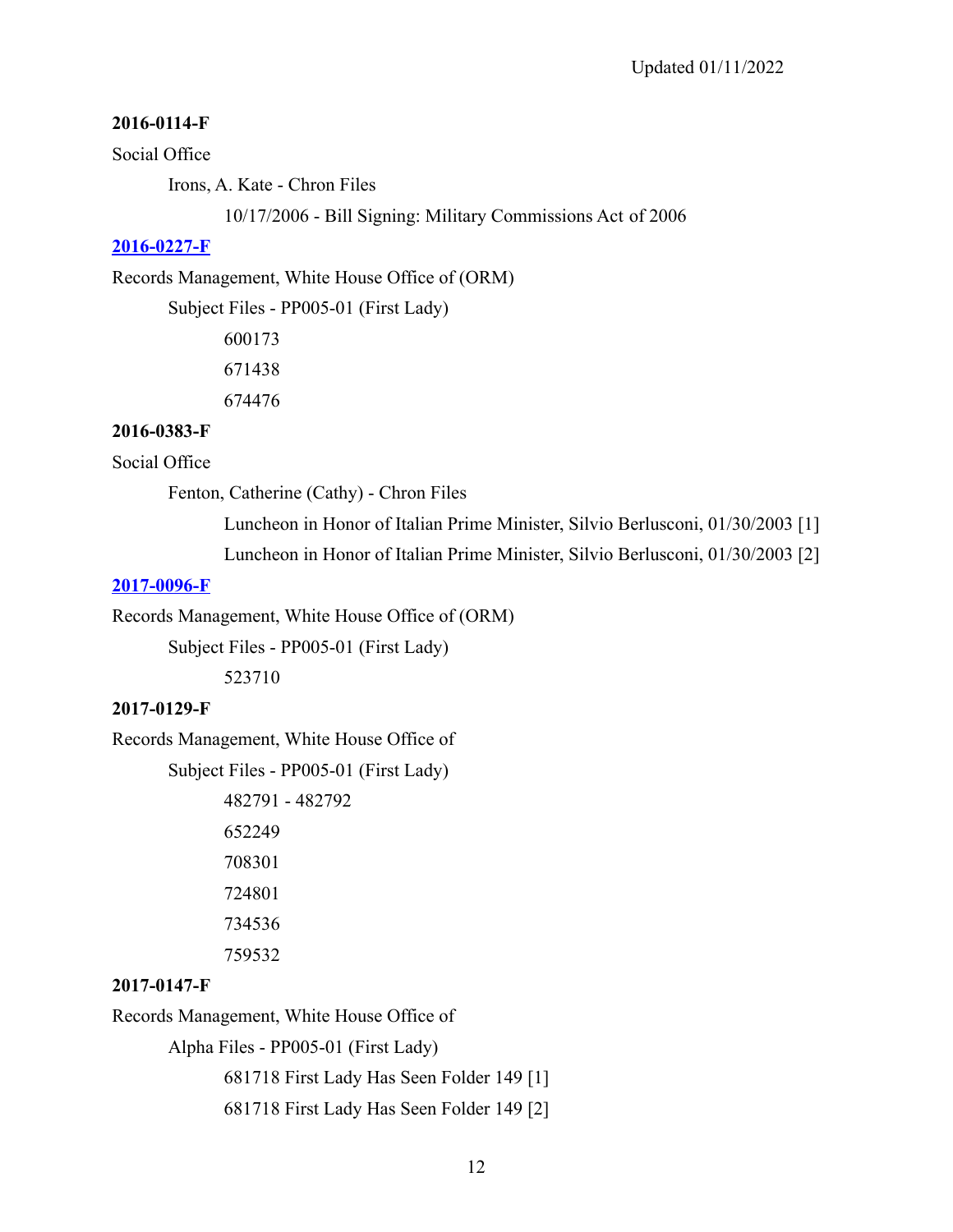**2016-0114-F**

Social Office

- Irons, A. Kate - Chron Files
  - 10/17/2006 - Bill Signing: Military Commissions Act of 2006

**2016-0227-F**

Records Management, White House Office of (ORM)

- Subject Files - PP005-01 (First Lady)
  - 600173
  - 671438
  - 674476

**2016-0383-F**

Social Office

- Fenton, Catherine (Cathy) - Chron Files
  - Luncheon in Honor of Italian Prime Minister, Silvio Berlusconi, 01/30/2003 [1]
  - Luncheon in Honor of Italian Prime Minister, Silvio Berlusconi, 01/30/2003 [2]

**2017-0096-F**

Records Management, White House Office of (ORM)

- Subject Files - PP005-01 (First Lady)
  - 523710

**2017-0129-F**

Records Management, White House Office of

- Subject Files - PP005-01 (First Lady)
  - 482791 - 482792
  - 652249
  - 708301
  - 724801
  - 734536
  - 759532

**2017-0147-F**

Records Management, White House Office of

- Alpha Files - PP005-01 (First Lady)
  - 681718 First Lady Has Seen Folder 149 [1]
  - 681718 First Lady Has Seen Folder 149 [2]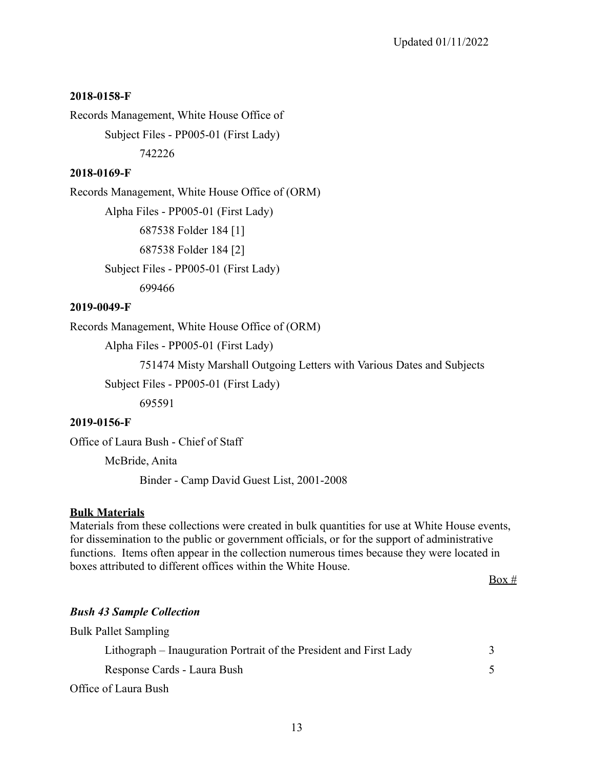**2018-0158-F**

Records Management, White House Office of

Subject Files - PP005-01 (First Lady)

742226

**2018-0169-F**

Records Management, White House Office of (ORM)

Alpha Files - PP005-01 (First Lady)

687538 Folder 184 [1]

687538 Folder 184 [2]

Subject Files - PP005-01 (First Lady)

699466

**2019-0049-F**

Records Management, White House Office of (ORM)

Alpha Files - PP005-01 (First Lady)

751474 Misty Marshall Outgoing Letters with Various Dates and Subjects

Subject Files - PP005-01 (First Lady)

695591

**2019-0156-F**

Office of Laura Bush - Chief of Staff

McBride, Anita

Binder - Camp David Guest List, 2001-2008

**Bulk Materials**

Materials from these collections were created in bulk quantities for use at White House events, for dissemination to the public or government officials, or for the support of administrative functions. Items often appear in the collection numerous times because they were located in boxes attributed to different offices within the White House.

| | Box # |
|---|---|
| ***Bush 43 Sample Collection*** | |
| Bulk Pallet Sampling | |
| Lithograph – Inauguration Portrait of the President and First Lady | 3 |
| Response Cards - Laura Bush | 5 |
| Office of Laura Bush | |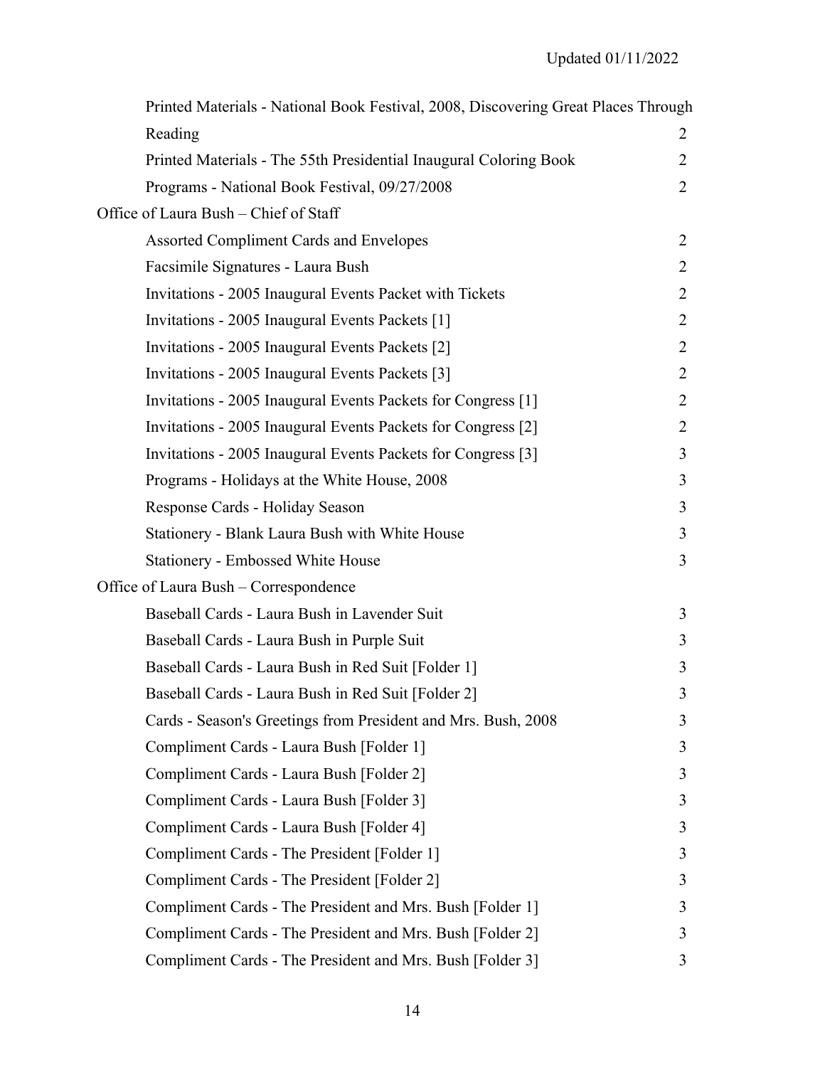Printed Materials - National Book Festival, 2008, Discovering Great Places Through Reading 2
Printed Materials - The 55th Presidential Inaugural Coloring Book 2
Programs - National Book Festival, 09/27/2008 2

Office of Laura Bush – Chief of Staff

Assorted Compliment Cards and Envelopes 2
Facsimile Signatures - Laura Bush 2
Invitations - 2005 Inaugural Events Packet with Tickets 2
Invitations - 2005 Inaugural Events Packets [1] 2
Invitations - 2005 Inaugural Events Packets [2] 2
Invitations - 2005 Inaugural Events Packets [3] 2
Invitations - 2005 Inaugural Events Packets for Congress [1] 2
Invitations - 2005 Inaugural Events Packets for Congress [2] 2
Invitations - 2005 Inaugural Events Packets for Congress [3] 3
Programs - Holidays at the White House, 2008 3
Response Cards - Holiday Season 3
Stationery - Blank Laura Bush with White House 3
Stationery - Embossed White House 3

Office of Laura Bush – Correspondence

Baseball Cards - Laura Bush in Lavender Suit 3
Baseball Cards - Laura Bush in Purple Suit 3
Baseball Cards - Laura Bush in Red Suit [Folder 1] 3
Baseball Cards - Laura Bush in Red Suit [Folder 2] 3
Cards - Season's Greetings from President and Mrs. Bush, 2008 3
Compliment Cards - Laura Bush [Folder 1] 3
Compliment Cards - Laura Bush [Folder 2] 3
Compliment Cards - Laura Bush [Folder 3] 3
Compliment Cards - Laura Bush [Folder 4] 3
Compliment Cards - The President [Folder 1] 3
Compliment Cards - The President [Folder 2] 3
Compliment Cards - The President and Mrs. Bush [Folder 1] 3
Compliment Cards - The President and Mrs. Bush [Folder 2] 3
Compliment Cards - The President and Mrs. Bush [Folder 3] 3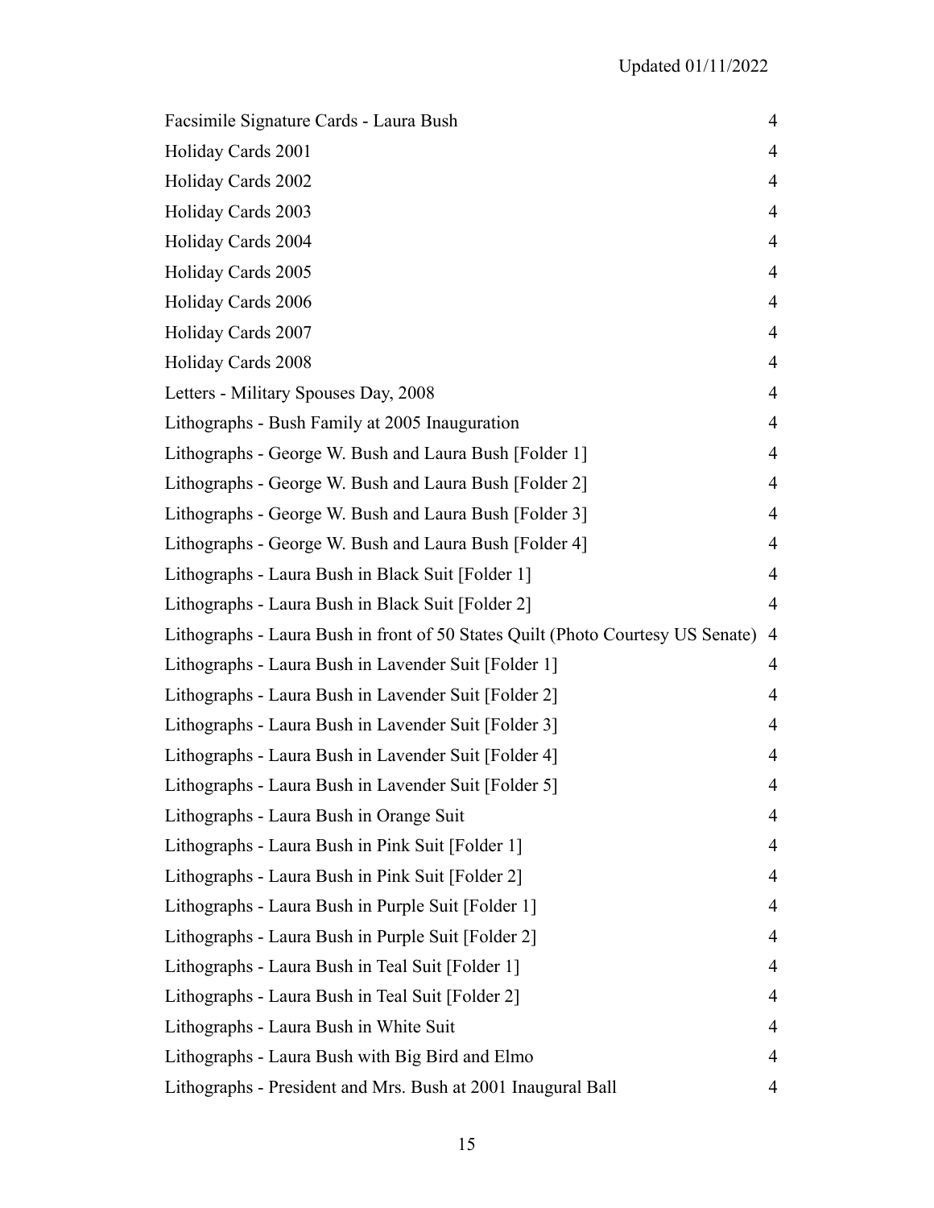| | |
|---|---|
| Facsimile Signature Cards - Laura Bush | 4 |
| Holiday Cards 2001 | 4 |
| Holiday Cards 2002 | 4 |
| Holiday Cards 2003 | 4 |
| Holiday Cards 2004 | 4 |
| Holiday Cards 2005 | 4 |
| Holiday Cards 2006 | 4 |
| Holiday Cards 2007 | 4 |
| Holiday Cards 2008 | 4 |
| Letters - Military Spouses Day, 2008 | 4 |
| Lithographs - Bush Family at 2005 Inauguration | 4 |
| Lithographs - George W. Bush and Laura Bush [Folder 1] | 4 |
| Lithographs - George W. Bush and Laura Bush [Folder 2] | 4 |
| Lithographs - George W. Bush and Laura Bush [Folder 3] | 4 |
| Lithographs - George W. Bush and Laura Bush [Folder 4] | 4 |
| Lithographs - Laura Bush in Black Suit [Folder 1] | 4 |
| Lithographs - Laura Bush in Black Suit [Folder 2] | 4 |
| Lithographs - Laura Bush in front of 50 States Quilt (Photo Courtesy US Senate) | 4 |
| Lithographs - Laura Bush in Lavender Suit [Folder 1] | 4 |
| Lithographs - Laura Bush in Lavender Suit [Folder 2] | 4 |
| Lithographs - Laura Bush in Lavender Suit [Folder 3] | 4 |
| Lithographs - Laura Bush in Lavender Suit [Folder 4] | 4 |
| Lithographs - Laura Bush in Lavender Suit [Folder 5] | 4 |
| Lithographs - Laura Bush in Orange Suit | 4 |
| Lithographs - Laura Bush in Pink Suit [Folder 1] | 4 |
| Lithographs - Laura Bush in Pink Suit [Folder 2] | 4 |
| Lithographs - Laura Bush in Purple Suit [Folder 1] | 4 |
| Lithographs - Laura Bush in Purple Suit [Folder 2] | 4 |
| Lithographs - Laura Bush in Teal Suit [Folder 1] | 4 |
| Lithographs - Laura Bush in Teal Suit [Folder 2] | 4 |
| Lithographs - Laura Bush in White Suit | 4 |
| Lithographs - Laura Bush with Big Bird and Elmo | 4 |
| Lithographs - President and Mrs. Bush at 2001 Inaugural Ball | 4 |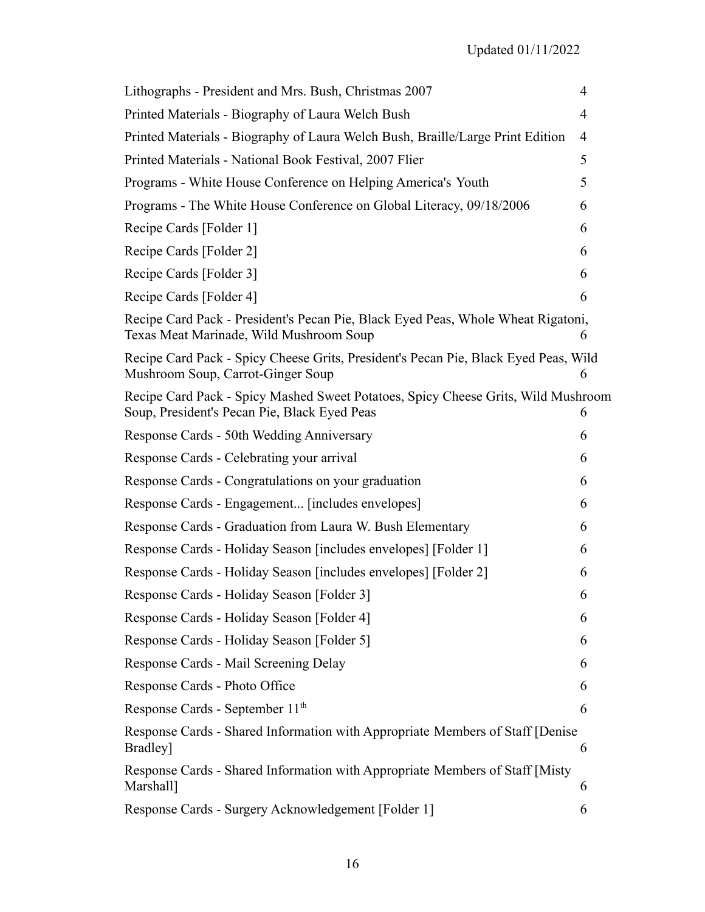| | |
|---|---|
| Lithographs - President and Mrs. Bush, Christmas 2007 | 4 |
| Printed Materials - Biography of Laura Welch Bush | 4 |
| Printed Materials - Biography of Laura Welch Bush, Braille/Large Print Edition | 4 |
| Printed Materials - National Book Festival, 2007 Flier | 5 |
| Programs - White House Conference on Helping America's Youth | 5 |
| Programs - The White House Conference on Global Literacy, 09/18/2006 | 6 |
| Recipe Cards [Folder 1] | 6 |
| Recipe Cards [Folder 2] | 6 |
| Recipe Cards [Folder 3] | 6 |
| Recipe Cards [Folder 4] | 6 |
| Recipe Card Pack - President's Pecan Pie, Black Eyed Peas, Whole Wheat Rigatoni, Texas Meat Marinade, Wild Mushroom Soup | 6 |
| Recipe Card Pack - Spicy Cheese Grits, President's Pecan Pie, Black Eyed Peas, Wild Mushroom Soup, Carrot-Ginger Soup | 6 |
| Recipe Card Pack - Spicy Mashed Sweet Potatoes, Spicy Cheese Grits, Wild Mushroom Soup, President's Pecan Pie, Black Eyed Peas | 6 |
| Response Cards - 50th Wedding Anniversary | 6 |
| Response Cards - Celebrating your arrival | 6 |
| Response Cards - Congratulations on your graduation | 6 |
| Response Cards - Engagement... [includes envelopes] | 6 |
| Response Cards - Graduation from Laura W. Bush Elementary | 6 |
| Response Cards - Holiday Season [includes envelopes] [Folder 1] | 6 |
| Response Cards - Holiday Season [includes envelopes] [Folder 2] | 6 |
| Response Cards - Holiday Season [Folder 3] | 6 |
| Response Cards - Holiday Season [Folder 4] | 6 |
| Response Cards - Holiday Season [Folder 5] | 6 |
| Response Cards - Mail Screening Delay | 6 |
| Response Cards - Photo Office | 6 |
| Response Cards - September 11th | 6 |
| Response Cards - Shared Information with Appropriate Members of Staff [Denise Bradley] | 6 |
| Response Cards - Shared Information with Appropriate Members of Staff [Misty Marshall] | 6 |
| Response Cards - Surgery Acknowledgement [Folder 1] | 6 |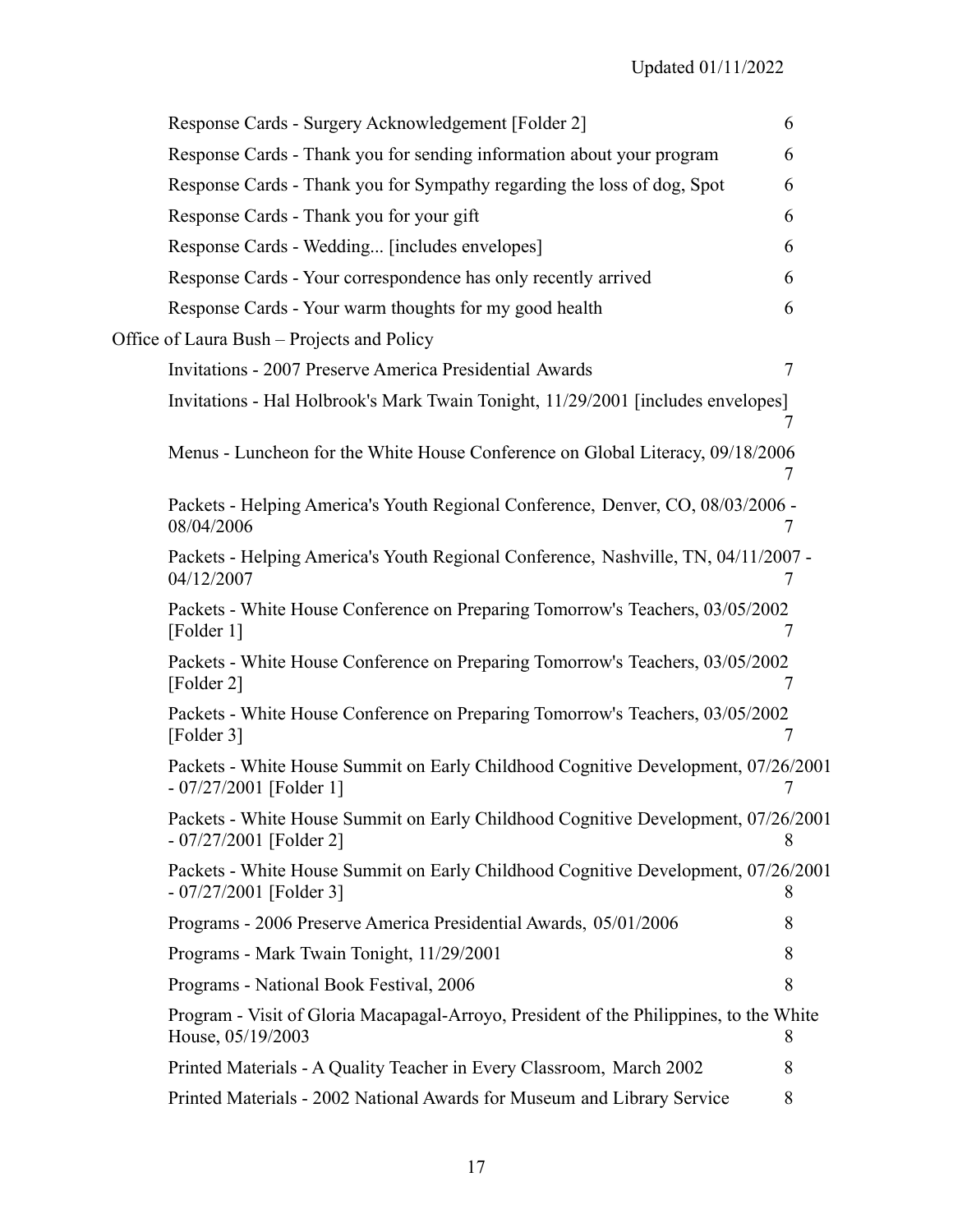Updated 01/11/2022

| Item | Box |
|---|---|
| Response Cards - Surgery Acknowledgement [Folder 2] | 6 |
| Response Cards - Thank you for sending information about your program | 6 |
| Response Cards - Thank you for Sympathy regarding the loss of dog, Spot | 6 |
| Response Cards - Thank you for your gift | 6 |
| Response Cards - Wedding... [includes envelopes] | 6 |
| Response Cards - Your correspondence has only recently arrived | 6 |
| Response Cards - Your warm thoughts for my good health | 6 |

Office of Laura Bush – Projects and Policy

| Item | Box |
|---|---|
| Invitations - 2007 Preserve America Presidential Awards | 7 |
| Invitations - Hal Holbrook's Mark Twain Tonight, 11/29/2001 [includes envelopes] | 7 |
| Menus - Luncheon for the White House Conference on Global Literacy, 09/18/2006 | 7 |
| Packets - Helping America's Youth Regional Conference, Denver, CO, 08/03/2006 - 08/04/2006 | 7 |
| Packets - Helping America's Youth Regional Conference, Nashville, TN, 04/11/2007 - 04/12/2007 | 7 |
| Packets - White House Conference on Preparing Tomorrow's Teachers, 03/05/2002 [Folder 1] | 7 |
| Packets - White House Conference on Preparing Tomorrow's Teachers, 03/05/2002 [Folder 2] | 7 |
| Packets - White House Conference on Preparing Tomorrow's Teachers, 03/05/2002 [Folder 3] | 7 |
| Packets - White House Summit on Early Childhood Cognitive Development, 07/26/2001 - 07/27/2001 [Folder 1] | 7 |
| Packets - White House Summit on Early Childhood Cognitive Development, 07/26/2001 - 07/27/2001 [Folder 2] | 8 |
| Packets - White House Summit on Early Childhood Cognitive Development, 07/26/2001 - 07/27/2001 [Folder 3] | 8 |
| Programs - 2006 Preserve America Presidential Awards, 05/01/2006 | 8 |
| Programs - Mark Twain Tonight, 11/29/2001 | 8 |
| Programs - National Book Festival, 2006 | 8 |
| Program - Visit of Gloria Macapagal-Arroyo, President of the Philippines, to the White House, 05/19/2003 | 8 |
| Printed Materials - A Quality Teacher in Every Classroom, March 2002 | 8 |
| Printed Materials - 2002 National Awards for Museum and Library Service | 8 |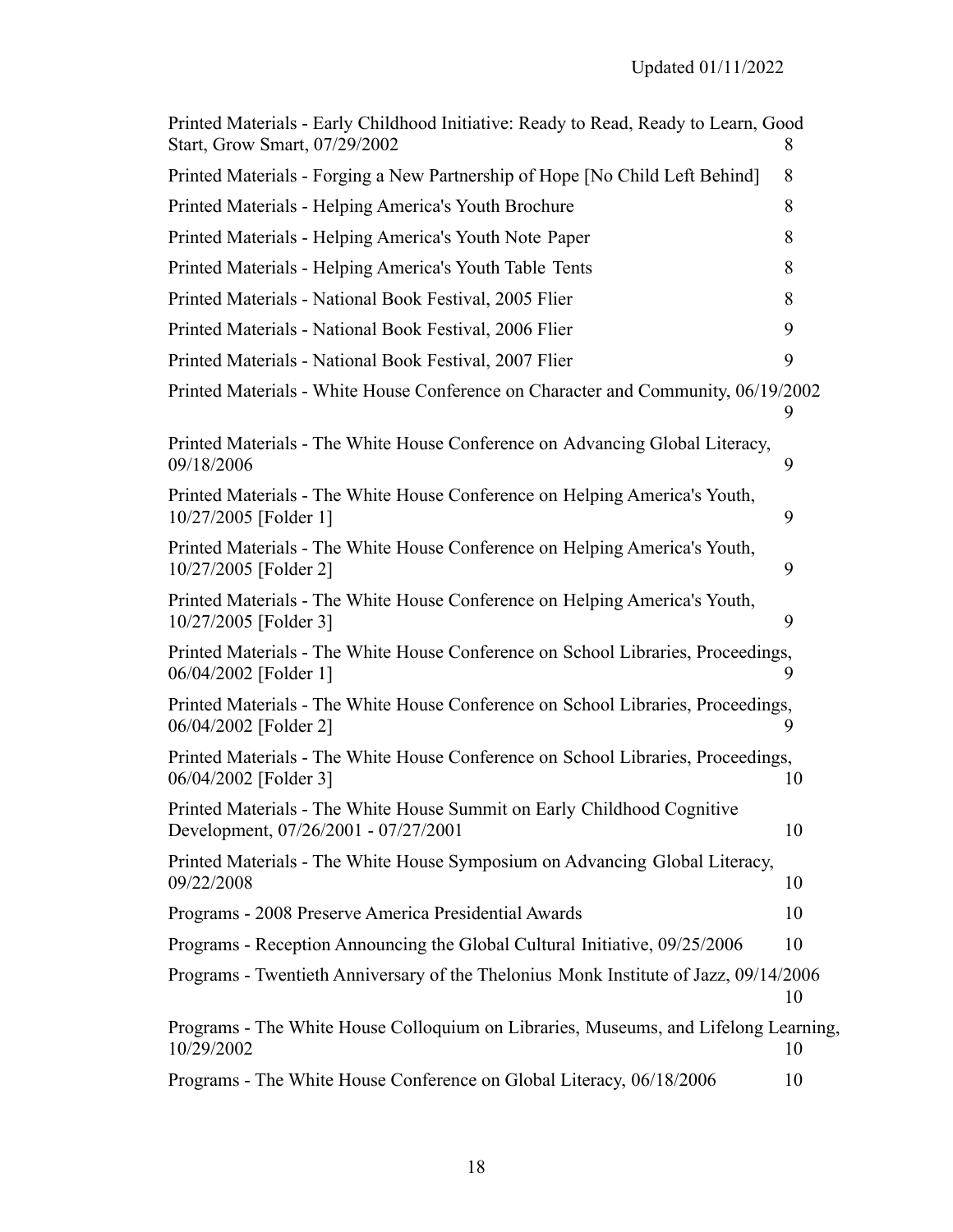| | |
|---|---|
| Printed Materials - Early Childhood Initiative: Ready to Read, Ready to Learn, Good Start, Grow Smart, 07/29/2002 | 8 |
| Printed Materials - Forging a New Partnership of Hope [No Child Left Behind] | 8 |
| Printed Materials - Helping America's Youth Brochure | 8 |
| Printed Materials - Helping America's Youth Note Paper | 8 |
| Printed Materials - Helping America's Youth Table Tents | 8 |
| Printed Materials - National Book Festival, 2005 Flier | 8 |
| Printed Materials - National Book Festival, 2006 Flier | 9 |
| Printed Materials - National Book Festival, 2007 Flier | 9 |
| Printed Materials - White House Conference on Character and Community, 06/19/2002 | 9 |
| Printed Materials - The White House Conference on Advancing Global Literacy, 09/18/2006 | 9 |
| Printed Materials - The White House Conference on Helping America's Youth, 10/27/2005 [Folder 1] | 9 |
| Printed Materials - The White House Conference on Helping America's Youth, 10/27/2005 [Folder 2] | 9 |
| Printed Materials - The White House Conference on Helping America's Youth, 10/27/2005 [Folder 3] | 9 |
| Printed Materials - The White House Conference on School Libraries, Proceedings, 06/04/2002 [Folder 1] | 9 |
| Printed Materials - The White House Conference on School Libraries, Proceedings, 06/04/2002 [Folder 2] | 9 |
| Printed Materials - The White House Conference on School Libraries, Proceedings, 06/04/2002 [Folder 3] | 10 |
| Printed Materials - The White House Summit on Early Childhood Cognitive Development, 07/26/2001 - 07/27/2001 | 10 |
| Printed Materials - The White House Symposium on Advancing Global Literacy, 09/22/2008 | 10 |
| Programs - 2008 Preserve America Presidential Awards | 10 |
| Programs - Reception Announcing the Global Cultural Initiative, 09/25/2006 | 10 |
| Programs - Twentieth Anniversary of the Thelonius Monk Institute of Jazz, 09/14/2006 | 10 |
| Programs - The White House Colloquium on Libraries, Museums, and Lifelong Learning, 10/29/2002 | 10 |
| Programs - The White House Conference on Global Literacy, 06/18/2006 | 10 |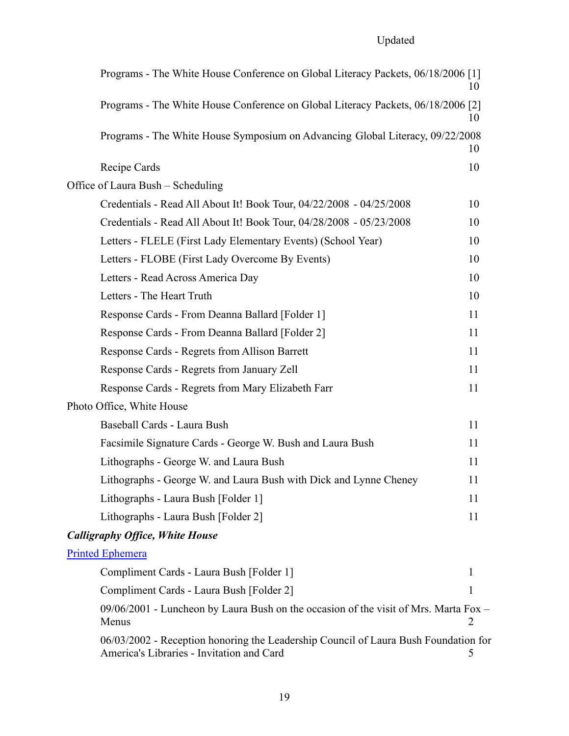Updated

| | |
|---|---|
| Programs - The White House Conference on Global Literacy Packets, 06/18/2006 [1] | 10 |
| Programs - The White House Conference on Global Literacy Packets, 06/18/2006 [2] | 10 |
| Programs - The White House Symposium on Advancing Global Literacy, 09/22/2008 | 10 |
| Recipe Cards | 10 |

Office of Laura Bush – Scheduling

| | |
|---|---|
| Credentials - Read All About It! Book Tour, 04/22/2008 - 04/25/2008 | 10 |
| Credentials - Read All About It! Book Tour, 04/28/2008 - 05/23/2008 | 10 |
| Letters - FLELE (First Lady Elementary Events) (School Year) | 10 |
| Letters - FLOBE (First Lady Overcome By Events) | 10 |
| Letters - Read Across America Day | 10 |
| Letters - The Heart Truth | 10 |
| Response Cards - From Deanna Ballard [Folder 1] | 11 |
| Response Cards - From Deanna Ballard [Folder 2] | 11 |
| Response Cards - Regrets from Allison Barrett | 11 |
| Response Cards - Regrets from January Zell | 11 |
| Response Cards - Regrets from Mary Elizabeth Farr | 11 |

Photo Office, White House

| | |
|---|---|
| Baseball Cards - Laura Bush | 11 |
| Facsimile Signature Cards - George W. Bush and Laura Bush | 11 |
| Lithographs - George W. and Laura Bush | 11 |
| Lithographs - George W. and Laura Bush with Dick and Lynne Cheney | 11 |
| Lithographs - Laura Bush [Folder 1] | 11 |
| Lithographs - Laura Bush [Folder 2] | 11 |

***Calligraphy Office, White House***

Printed Ephemera

| | |
|---|---|
| Compliment Cards - Laura Bush [Folder 1] | 1 |
| Compliment Cards - Laura Bush [Folder 2] | 1 |
| 09/06/2001 - Luncheon by Laura Bush on the occasion of the visit of Mrs. Marta Fox – Menus | 2 |
| 06/03/2002 - Reception honoring the Leadership Council of Laura Bush Foundation for America's Libraries - Invitation and Card | 5 |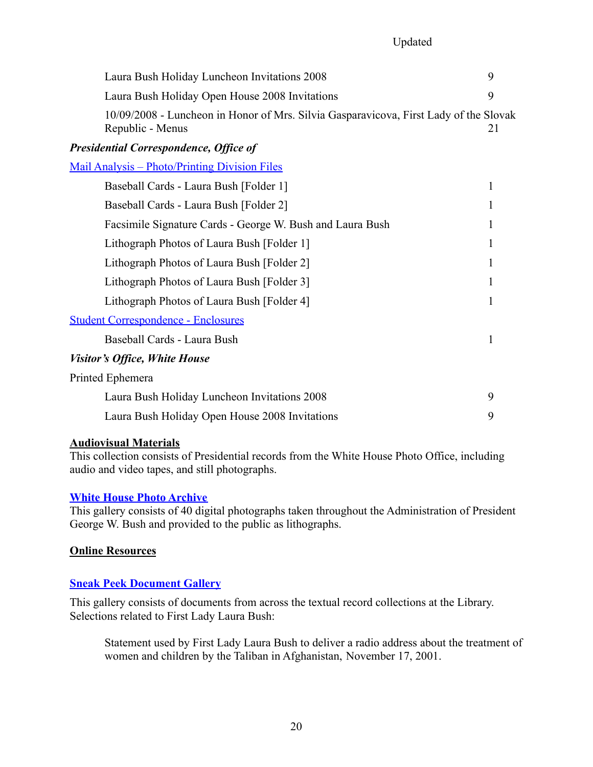Updated

| | |
|---|---|
| Laura Bush Holiday Luncheon Invitations 2008 | 9 |
| Laura Bush Holiday Open House 2008 Invitations | 9 |
| 10/09/2008 - Luncheon in Honor of Mrs. Silvia Gasparavicova, First Lady of the Slovak Republic - Menus | 21 |

***Presidential Correspondence, Office of***

Mail Analysis – Photo/Printing Division Files

| | |
|---|---|
| Baseball Cards - Laura Bush [Folder 1] | 1 |
| Baseball Cards - Laura Bush [Folder 2] | 1 |
| Facsimile Signature Cards - George W. Bush and Laura Bush | 1 |
| Lithograph Photos of Laura Bush [Folder 1] | 1 |
| Lithograph Photos of Laura Bush [Folder 2] | 1 |
| Lithograph Photos of Laura Bush [Folder 3] | 1 |
| Lithograph Photos of Laura Bush [Folder 4] | 1 |

Student Correspondence - Enclosures

| | |
|---|---|
| Baseball Cards - Laura Bush | 1 |

***Visitor's Office, White House***

Printed Ephemera

| | |
|---|---|
| Laura Bush Holiday Luncheon Invitations 2008 | 9 |
| Laura Bush Holiday Open House 2008 Invitations | 9 |

**Audiovisual Materials**

This collection consists of Presidential records from the White House Photo Office, including audio and video tapes, and still photographs.

**White House Photo Archive**

This gallery consists of 40 digital photographs taken throughout the Administration of President George W. Bush and provided to the public as lithographs.

**Online Resources**

**Sneak Peek Document Gallery**

This gallery consists of documents from across the textual record collections at the Library. Selections related to First Lady Laura Bush:

> Statement used by First Lady Laura Bush to deliver a radio address about the treatment of women and children by the Taliban in Afghanistan, November 17, 2001.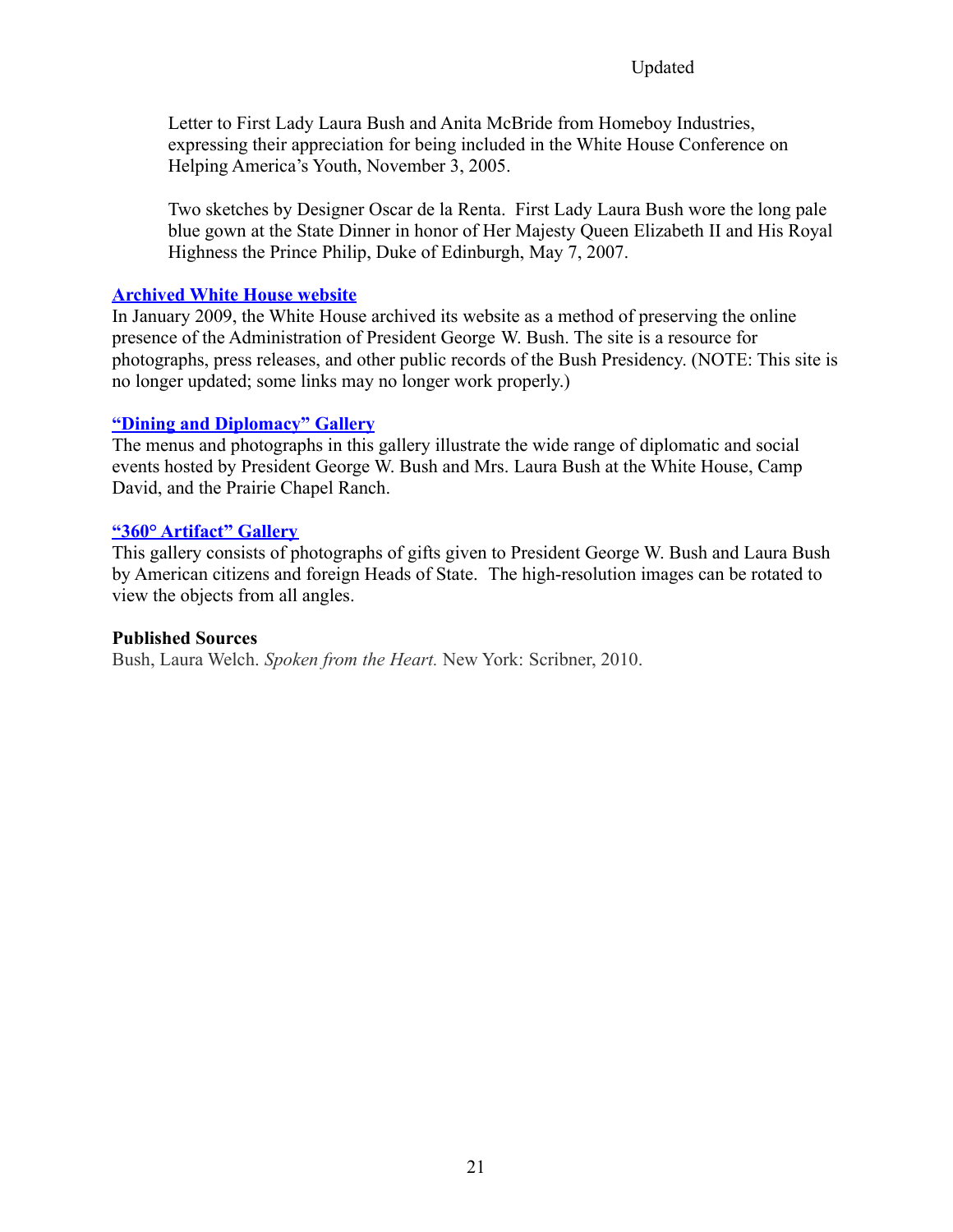Letter to First Lady Laura Bush and Anita McBride from Homeboy Industries, expressing their appreciation for being included in the White House Conference on Helping America's Youth, November 3, 2005.

Two sketches by Designer Oscar de la Renta. First Lady Laura Bush wore the long pale blue gown at the State Dinner in honor of Her Majesty Queen Elizabeth II and His Royal Highness the Prince Philip, Duke of Edinburgh, May 7, 2007.

**Archived White House website**
In January 2009, the White House archived its website as a method of preserving the online presence of the Administration of President George W. Bush. The site is a resource for photographs, press releases, and other public records of the Bush Presidency. (NOTE: This site is no longer updated; some links may no longer work properly.)

**"Dining and Diplomacy" Gallery**
The menus and photographs in this gallery illustrate the wide range of diplomatic and social events hosted by President George W. Bush and Mrs. Laura Bush at the White House, Camp David, and the Prairie Chapel Ranch.

**"360° Artifact" Gallery**
This gallery consists of photographs of gifts given to President George W. Bush and Laura Bush by American citizens and foreign Heads of State. The high-resolution images can be rotated to view the objects from all angles.

**Published Sources**
Bush, Laura Welch. *Spoken from the Heart.* New York: Scribner, 2010.